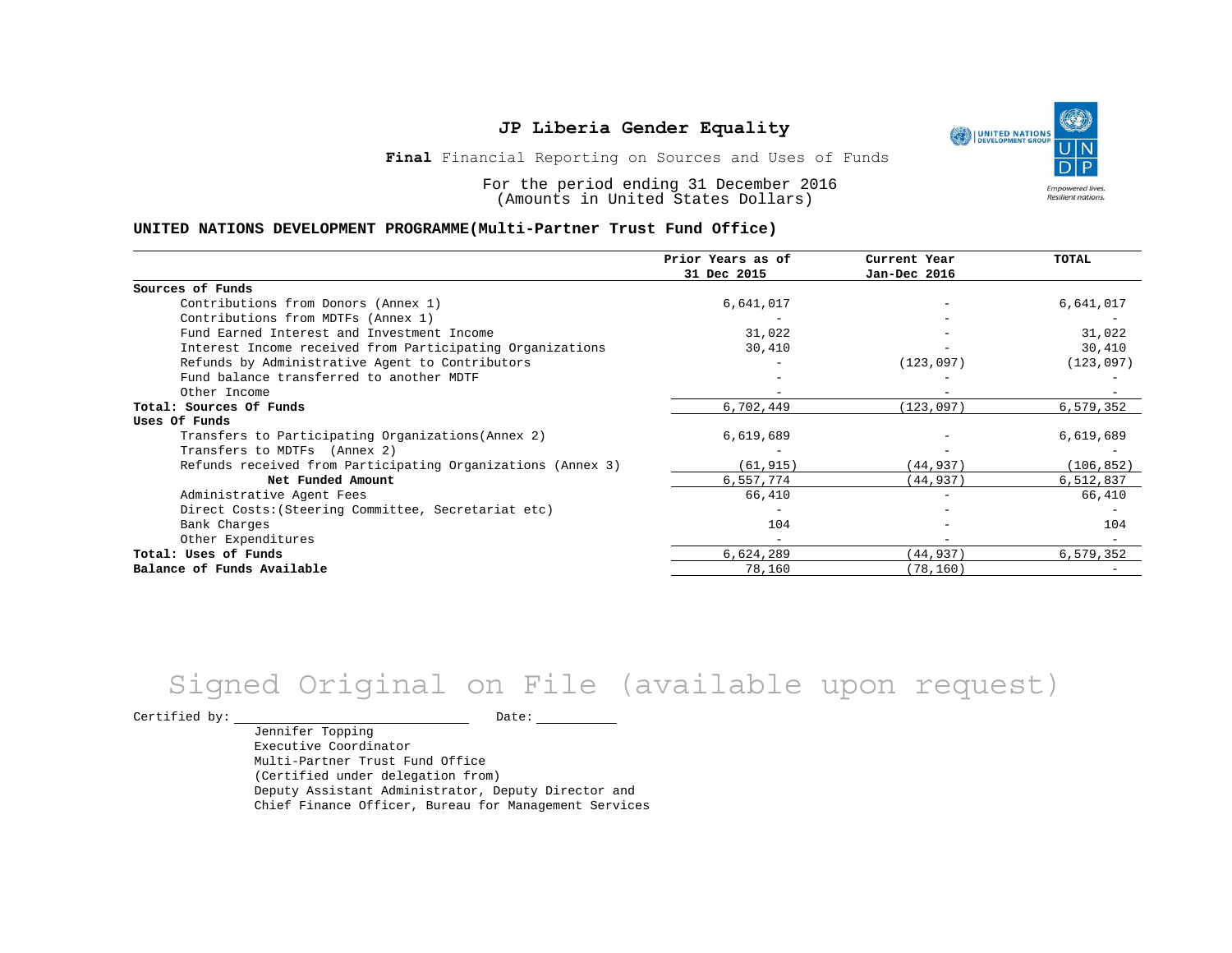# JP Liberia Gender Equality

**Final** Financial Reporting on Sources and Uses of Funds

For the period ending 31 December 2016
(Amounts in United States Dollars)

**UNITED NATIONS DEVELOPMENT PROGRAMME(Multi-Partner Trust Fund Office)**

| | Prior Years as of 31 Dec 2015 | Current Year Jan-Dec 2016 | TOTAL |
|---|---|---|---|
| **Sources of Funds** | | | |
| Contributions from Donors (Annex 1) | 6,641,017 | - | 6,641,017 |
| Contributions from MDTFs (Annex 1) | - | - | - |
| Fund Earned Interest and Investment Income | 31,022 | - | 31,022 |
| Interest Income received from Participating Organizations | 30,410 | - | 30,410 |
| Refunds by Administrative Agent to Contributors | - | (123,097) | (123,097) |
| Fund balance transferred to another MDTF | - | - | - |
| Other Income | - | - | - |
| **Total: Sources Of Funds** | 6,702,449 | (123,097) | 6,579,352 |
| **Uses Of Funds** | | | |
| Transfers to Participating Organizations(Annex 2) | 6,619,689 | - | 6,619,689 |
| Transfers to MDTFs (Annex 2) | - | - | - |
| Refunds received from Participating Organizations (Annex 3) | (61,915) | (44,937) | (106,852) |
| **Net Funded Amount** | 6,557,774 | (44,937) | 6,512,837 |
| Administrative Agent Fees | 66,410 | - | 66,410 |
| Direct Costs:(Steering Committee, Secretariat etc) | - | - | - |
| Bank Charges | 104 | - | 104 |
| Other Expenditures | - | - | - |
| **Total: Uses of Funds** | 6,624,289 | (44,937) | 6,579,352 |
| **Balance of Funds Available** | 78,160 | (78,160) | - |

Signed Original on File (available upon request)

Certified by: ______________________ Date: __________

Jennifer Topping
Executive Coordinator
Multi-Partner Trust Fund Office
(Certified under delegation from)
Deputy Assistant Administrator, Deputy Director and
Chief Finance Officer, Bureau for Management Services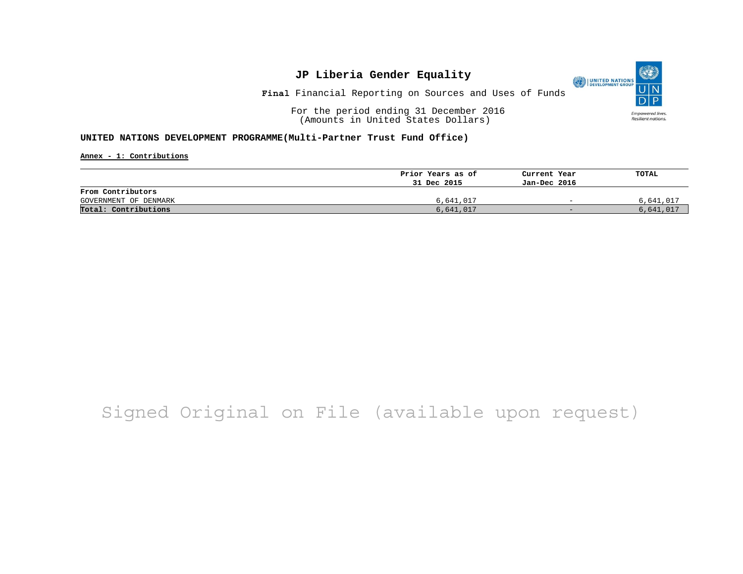# JP Liberia Gender Equality

**Final** Financial Reporting on Sources and Uses of Funds

For the period ending 31 December 2016
(Amounts in United States Dollars)

**UNITED NATIONS DEVELOPMENT PROGRAMME(Multi-Partner Trust Fund Office)**

**Annex - 1: Contributions**

| | Prior Years as of 31 Dec 2015 | Current Year Jan-Dec 2016 | TOTAL |
|---|---|---|---|
| **From Contributors** | | | |
| GOVERNMENT OF DENMARK | 6,641,017 | - | 6,641,017 |
| **Total: Contributions** | 6,641,017 | - | 6,641,017 |

Signed Original on File (available upon request)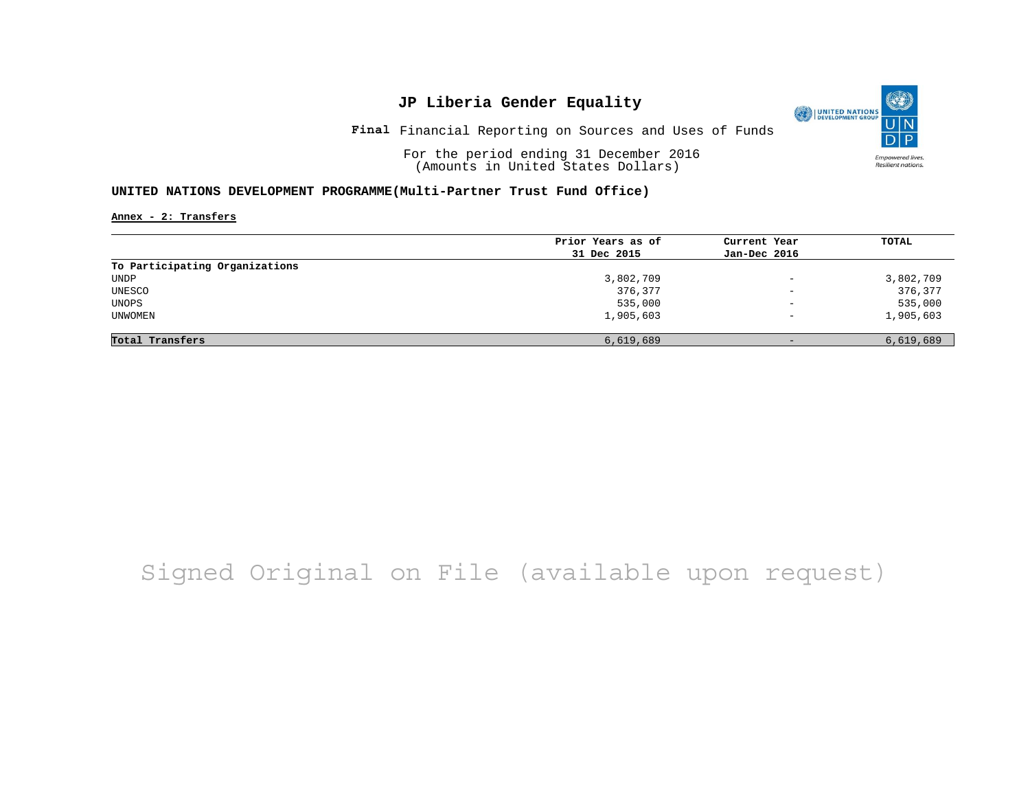# JP Liberia Gender Equality

**Final** Financial Reporting on Sources and Uses of Funds

For the period ending 31 December 2016
(Amounts in United States Dollars)

## UNITED NATIONS DEVELOPMENT PROGRAMME(Multi-Partner Trust Fund Office)

**Annex - 2: Transfers**

| | Prior Years as of 31 Dec 2015 | Current Year Jan-Dec 2016 | TOTAL |
|---|---|---|---|
| **To Participating Organizations** | | | |
| UNDP | 3,802,709 | - | 3,802,709 |
| UNESCO | 376,377 | - | 376,377 |
| UNOPS | 535,000 | - | 535,000 |
| UNWOMEN | 1,905,603 | - | 1,905,603 |
| **Total Transfers** | 6,619,689 | - | 6,619,689 |

Signed Original on File (available upon request)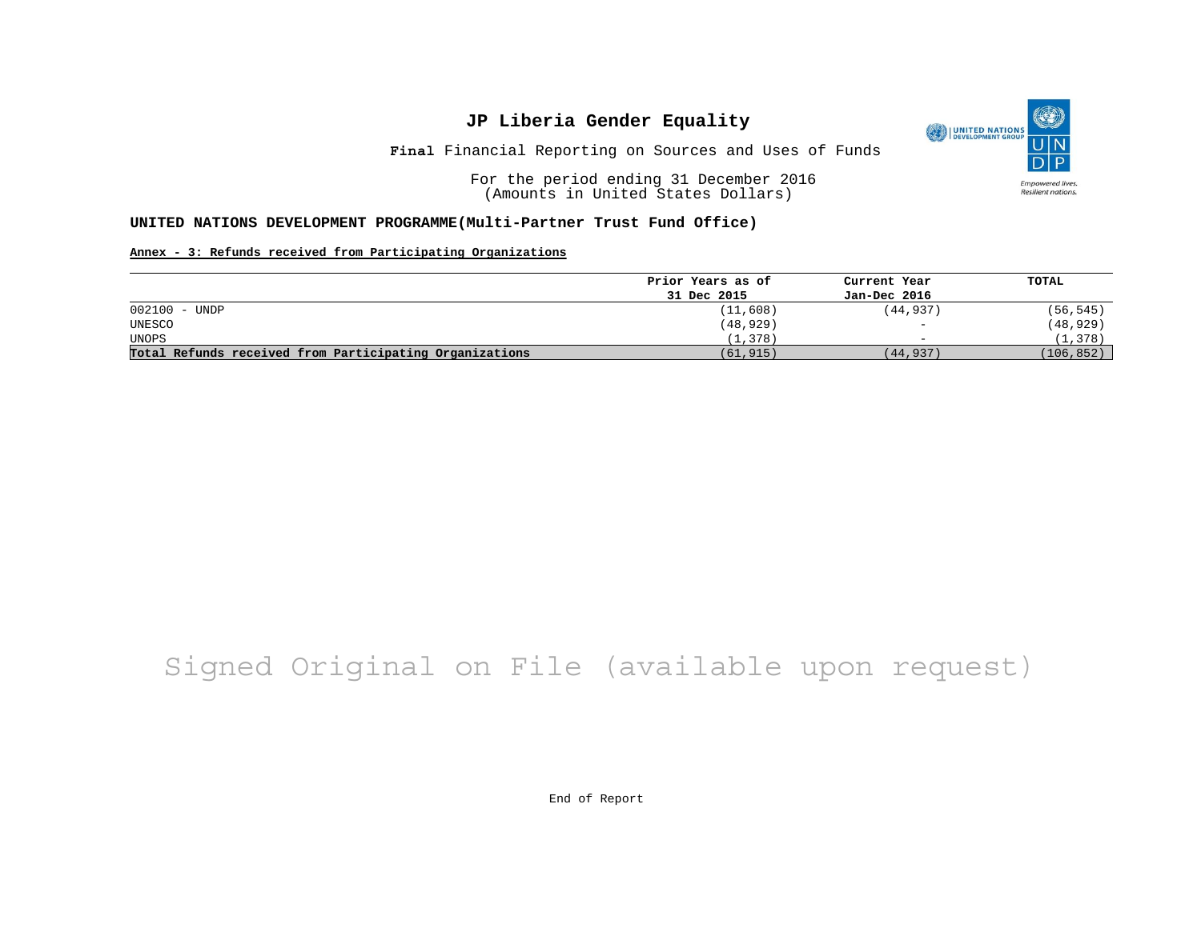# JP Liberia Gender Equality

**Final** Financial Reporting on Sources and Uses of Funds

For the period ending 31 December 2016
(Amounts in United States Dollars)

**UNITED NATIONS DEVELOPMENT PROGRAMME(Multi-Partner Trust Fund Office)**

**Annex - 3: Refunds received from Participating Organizations**

| | Prior Years as of 31 Dec 2015 | Current Year Jan-Dec 2016 | TOTAL |
|---|---|---|---|
| 002100 - UNDP | (11,608) | (44,937) | (56,545) |
| UNESCO | (48,929) | - | (48,929) |
| UNOPS | (1,378) | - | (1,378) |
| **Total Refunds received from Participating Organizations** | (61,915) | (44,937) | (106,852) |

Signed Original on File (available upon request)

End of Report